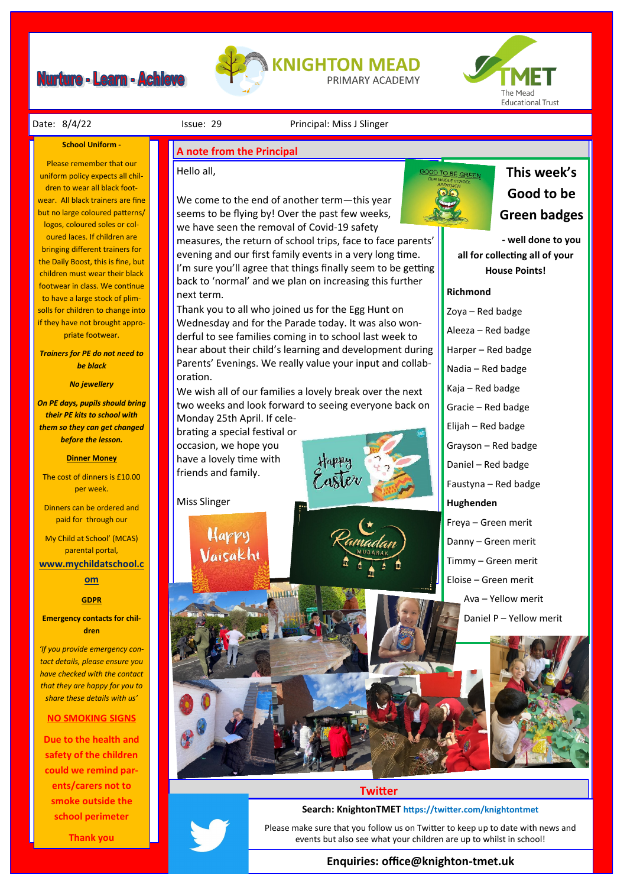# Nurture - Learn - Achieve

## KNIGHTON MEAD PRIMARY ACADEMY

TMET — The Mead Educational Trust

Date: 8/4/22 | Issue: 29 | Principal: Miss J Slinger

## A note from the Principal

Hello all,

We come to the end of another term—this year seems to be flying by! Over the past few weeks, we have seen the removal of Covid-19 safety measures, the return of school trips, face to face parents' evening and our first family events in a very long time. I'm sure you'll agree that things finally seem to be getting back to 'normal' and we plan on increasing this further next term.

Thank you to all who joined us for the Egg Hunt on Wednesday and for the Parade today. It was also wonderful to see families coming in to school last week to hear about their child's learning and development during Parents' Evenings. We really value your input and collaboration.

We wish all of our families a lovely break over the next two weeks and look forward to seeing everyone back on Monday 25th April. If celebrating a special festival or occasion, we hope you have a lovely time with friends and family.

Miss Slinger

Happy Easter

Happy Vaisakhi

Ramadan Mubarak

## This week's Good to be Green badges

**- well done to you all for collecting all of your House Points!**

**Richmond**

- Zoya – Red badge
- Aleeza – Red badge
- Harper – Red badge
- Nadia – Red badge
- Kaja – Red badge
- Gracie – Red badge
- Elijah – Red badge
- Grayson – Red badge
- Daniel – Red badge
- Faustyna – Red badge

**Hughenden**

- Freya – Green merit
- Danny – Green merit
- Timmy – Green merit
- Eloise – Green merit
- Ava – Yellow merit
- Daniel P – Yellow merit

### School Uniform -

Please remember that our uniform policy expects all children to wear all black footwear. All black trainers are fine but no large coloured patterns/ logos, coloured soles or coloured laces. If children are bringing different trainers for the Daily Boost, this is fine, but children must wear their black footwear in class. We continue to have a large stock of plimsolls for children to change into if they have not brought appropriate footwear.

***Trainers for PE do not need to be black***

***No jewellery***

***On PE days, pupils should bring their PE kits to school with them so they can get changed before the lesson.***

### Dinner Money

The cost of dinners is £10.00 per week.

Dinners can be ordered and paid for through our

My Child at School' (MCAS) parental portal,

**www.mychildatschool.com**

### GDPR

**Emergency contacts for children**

*'If you provide emergency contact details, please ensure you have checked with the contact that they are happy for you to share these details with us'*

### NO SMOKING SIGNS

**Due to the health and safety of the children could we remind parents/carers not to smoke outside the school perimeter**

**Thank you**

## Twitter

**Search: KnightonTMET https://twitter.com/knightontmet**

Please make sure that you follow us on Twitter to keep up to date with news and events but also see what your children are up to whilst in school!

**Enquiries: office@knighton-tmet.uk**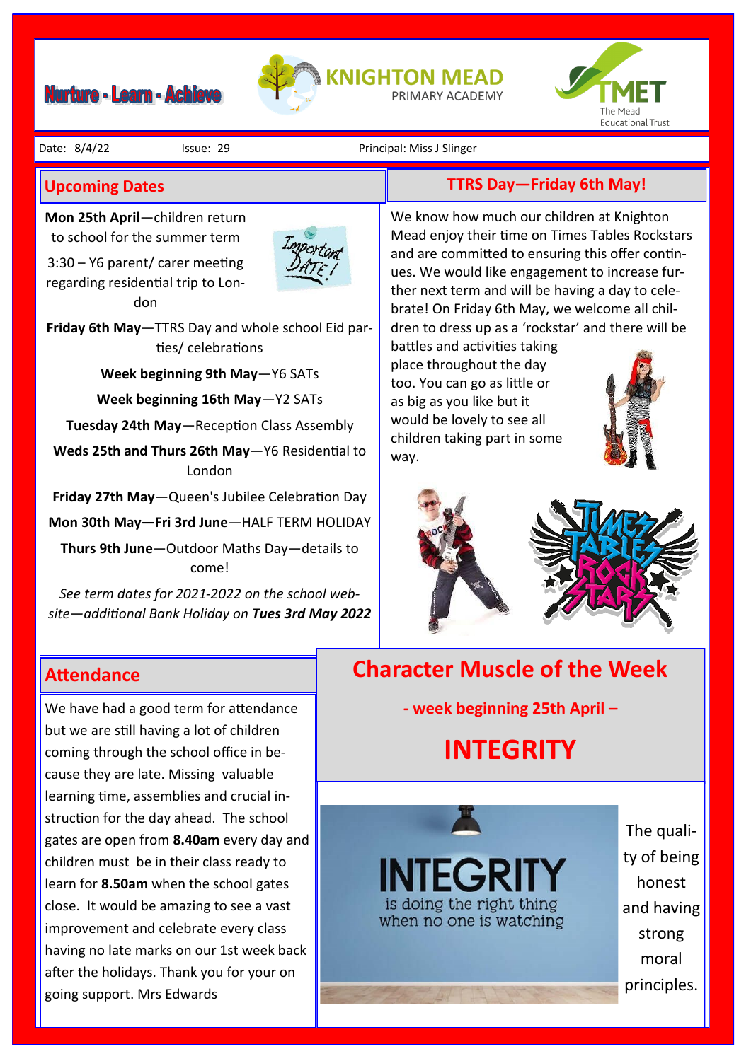Nurture - Learn - Achieve

KNIGHTON MEAD PRIMARY ACADEMY

TMET The Mead Educational Trust

Date: 8/4/22 Issue: 29 Principal: Miss J Slinger

## Upcoming Dates

**Mon 25th April**—children return to school for the summer term

3:30 – Y6 parent/ carer meeting regarding residential trip to London

**Friday 6th May**—TTRS Day and whole school Eid parties/ celebrations

**Week beginning 9th May**—Y6 SATs

**Week beginning 16th May**—Y2 SATs

**Tuesday 24th May**—Reception Class Assembly

**Weds 25th and Thurs 26th May**—Y6 Residential to London

**Friday 27th May**—Queen's Jubilee Celebration Day

**Mon 30th May—Fri 3rd June**—HALF TERM HOLIDAY

**Thurs 9th June**—Outdoor Maths Day—details to come!

*See term dates for 2021-2022 on the school website—additional Bank Holiday on* ***Tues 3rd May 2022***

## TTRS Day—Friday 6th May!

We know how much our children at Knighton Mead enjoy their time on Times Tables Rockstars and are committed to ensuring this offer continues. We would like engagement to increase further next term and will be having a day to celebrate! On Friday 6th May, we welcome all children to dress up as a 'rockstar' and there will be battles and activities taking place throughout the day too. You can go as little or as big as you like but it would be lovely to see all children taking part in some way.

## Attendance

We have had a good term for attendance but we are still having a lot of children coming through the school office in because they are late. Missing valuable learning time, assemblies and crucial instruction for the day ahead. The school gates are open from **8.40am** every day and children must be in their class ready to learn for **8.50am** when the school gates close. It would be amazing to see a vast improvement and celebrate every class having no late marks on our 1st week back after the holidays. Thank you for your on going support. Mrs Edwards

## Character Muscle of the Week

**- week beginning 25th April –**

# INTEGRITY

INTEGRITY is doing the right thing when no one is watching

The quality of being honest and having strong moral principles.